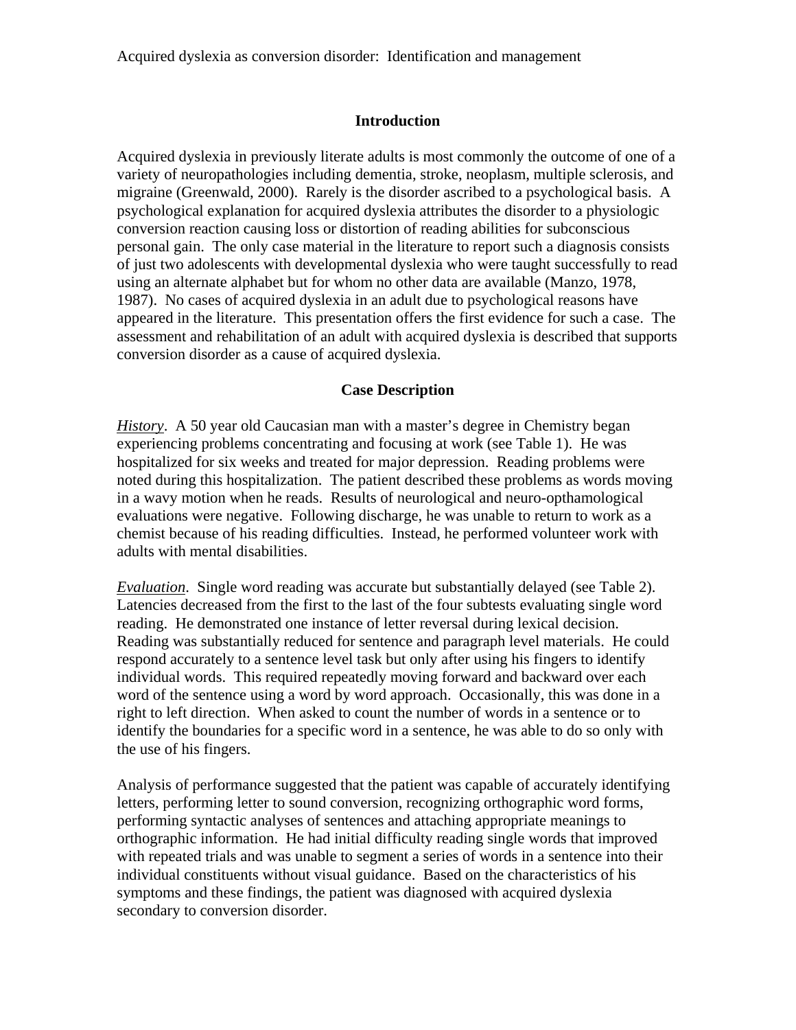Acquired dyslexia as conversion disorder: Identification and management

## Introduction

Acquired dyslexia in previously literate adults is most commonly the outcome of one of a variety of neuropathologies including dementia, stroke, neoplasm, multiple sclerosis, and migraine (Greenwald, 2000). Rarely is the disorder ascribed to a psychological basis. A psychological explanation for acquired dyslexia attributes the disorder to a physiologic conversion reaction causing loss or distortion of reading abilities for subconscious personal gain. The only case material in the literature to report such a diagnosis consists of just two adolescents with developmental dyslexia who were taught successfully to read using an alternate alphabet but for whom no other data are available (Manzo, 1978, 1987). No cases of acquired dyslexia in an adult due to psychological reasons have appeared in the literature. This presentation offers the first evidence for such a case. The assessment and rehabilitation of an adult with acquired dyslexia is described that supports conversion disorder as a cause of acquired dyslexia.

## Case Description

*History*. A 50 year old Caucasian man with a master's degree in Chemistry began experiencing problems concentrating and focusing at work (see Table 1). He was hospitalized for six weeks and treated for major depression. Reading problems were noted during this hospitalization. The patient described these problems as words moving in a wavy motion when he reads. Results of neurological and neuro-opthamological evaluations were negative. Following discharge, he was unable to return to work as a chemist because of his reading difficulties. Instead, he performed volunteer work with adults with mental disabilities.

*Evaluation*. Single word reading was accurate but substantially delayed (see Table 2). Latencies decreased from the first to the last of the four subtests evaluating single word reading. He demonstrated one instance of letter reversal during lexical decision. Reading was substantially reduced for sentence and paragraph level materials. He could respond accurately to a sentence level task but only after using his fingers to identify individual words. This required repeatedly moving forward and backward over each word of the sentence using a word by word approach. Occasionally, this was done in a right to left direction. When asked to count the number of words in a sentence or to identify the boundaries for a specific word in a sentence, he was able to do so only with the use of his fingers.

Analysis of performance suggested that the patient was capable of accurately identifying letters, performing letter to sound conversion, recognizing orthographic word forms, performing syntactic analyses of sentences and attaching appropriate meanings to orthographic information. He had initial difficulty reading single words that improved with repeated trials and was unable to segment a series of words in a sentence into their individual constituents without visual guidance. Based on the characteristics of his symptoms and these findings, the patient was diagnosed with acquired dyslexia secondary to conversion disorder.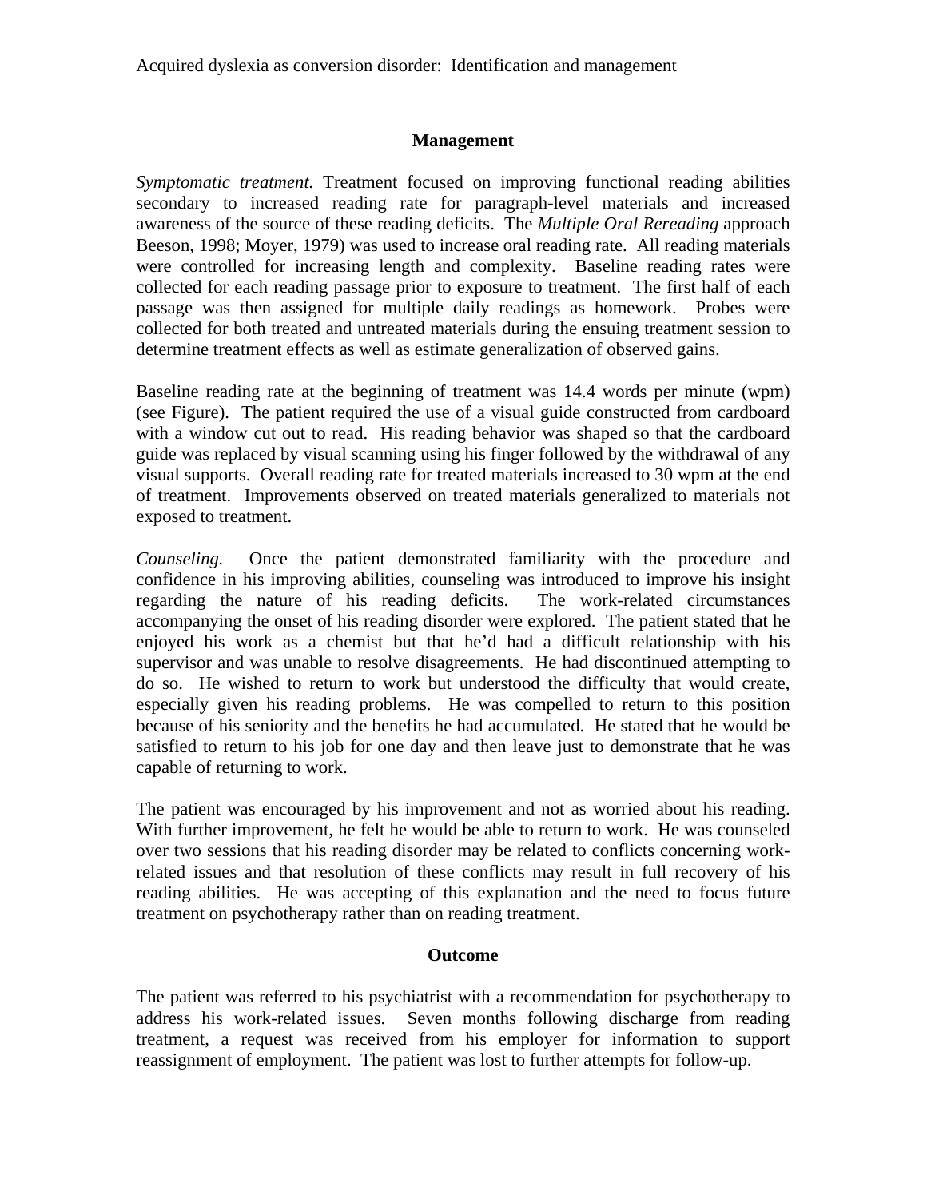## Management

*Symptomatic treatment.* Treatment focused on improving functional reading abilities secondary to increased reading rate for paragraph-level materials and increased awareness of the source of these reading deficits. The *Multiple Oral Rereading* approach Beeson, 1998; Moyer, 1979) was used to increase oral reading rate. All reading materials were controlled for increasing length and complexity. Baseline reading rates were collected for each reading passage prior to exposure to treatment. The first half of each passage was then assigned for multiple daily readings as homework. Probes were collected for both treated and untreated materials during the ensuing treatment session to determine treatment effects as well as estimate generalization of observed gains.

Baseline reading rate at the beginning of treatment was 14.4 words per minute (wpm) (see Figure). The patient required the use of a visual guide constructed from cardboard with a window cut out to read. His reading behavior was shaped so that the cardboard guide was replaced by visual scanning using his finger followed by the withdrawal of any visual supports. Overall reading rate for treated materials increased to 30 wpm at the end of treatment. Improvements observed on treated materials generalized to materials not exposed to treatment.

*Counseling.* Once the patient demonstrated familiarity with the procedure and confidence in his improving abilities, counseling was introduced to improve his insight regarding the nature of his reading deficits. The work-related circumstances accompanying the onset of his reading disorder were explored. The patient stated that he enjoyed his work as a chemist but that he'd had a difficult relationship with his supervisor and was unable to resolve disagreements. He had discontinued attempting to do so. He wished to return to work but understood the difficulty that would create, especially given his reading problems. He was compelled to return to this position because of his seniority and the benefits he had accumulated. He stated that he would be satisfied to return to his job for one day and then leave just to demonstrate that he was capable of returning to work.

The patient was encouraged by his improvement and not as worried about his reading. With further improvement, he felt he would be able to return to work. He was counseled over two sessions that his reading disorder may be related to conflicts concerning work-related issues and that resolution of these conflicts may result in full recovery of his reading abilities. He was accepting of this explanation and the need to focus future treatment on psychotherapy rather than on reading treatment.

## Outcome

The patient was referred to his psychiatrist with a recommendation for psychotherapy to address his work-related issues. Seven months following discharge from reading treatment, a request was received from his employer for information to support reassignment of employment. The patient was lost to further attempts for follow-up.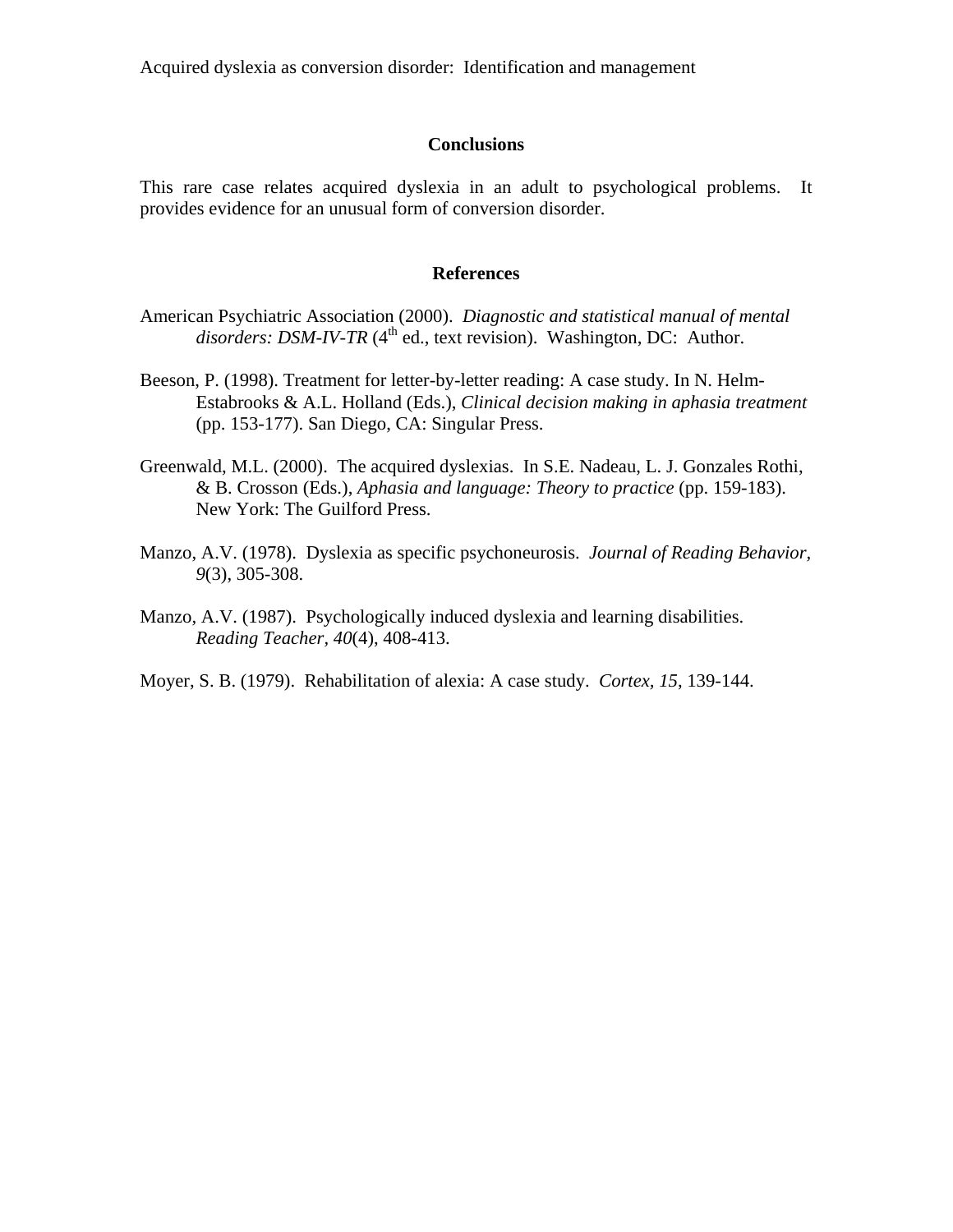## Conclusions

This rare case relates acquired dyslexia in an adult to psychological problems. It provides evidence for an unusual form of conversion disorder.

## References

American Psychiatric Association (2000). *Diagnostic and statistical manual of mental disorders: DSM-IV-TR* (4th ed., text revision). Washington, DC: Author.

Beeson, P. (1998). Treatment for letter-by-letter reading: A case study. In N. Helm-Estabrooks & A.L. Holland (Eds.), *Clinical decision making in aphasia treatment* (pp. 153-177). San Diego, CA: Singular Press.

Greenwald, M.L. (2000). The acquired dyslexias. In S.E. Nadeau, L. J. Gonzales Rothi, & B. Crosson (Eds.), *Aphasia and language: Theory to practice* (pp. 159-183). New York: The Guilford Press.

Manzo, A.V. (1978). Dyslexia as specific psychoneurosis. *Journal of Reading Behavior*, *9*(3), 305-308.

Manzo, A.V. (1987). Psychologically induced dyslexia and learning disabilities. *Reading Teacher, 40*(4), 408-413.

Moyer, S. B. (1979). Rehabilitation of alexia: A case study. *Cortex, 15*, 139-144.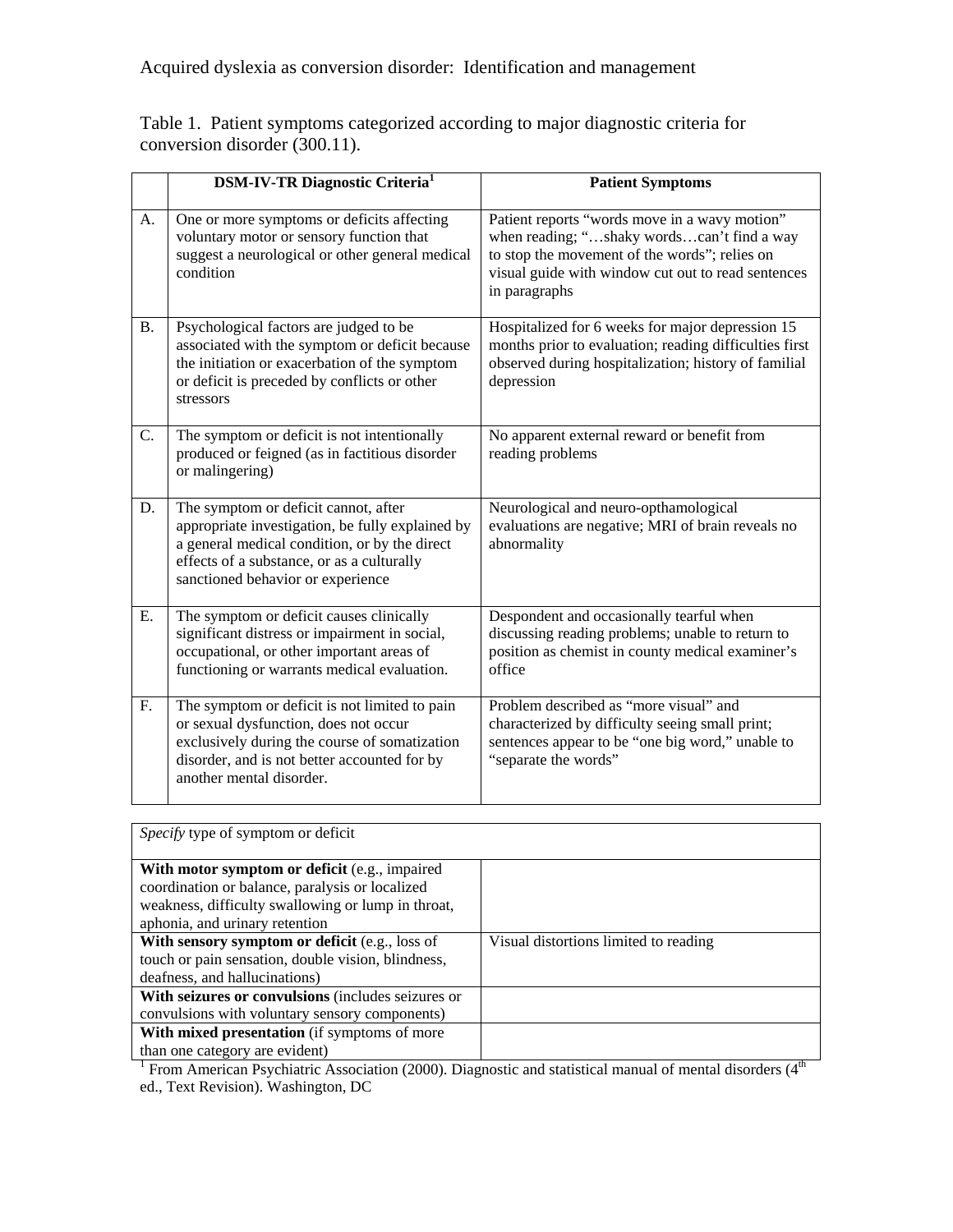Acquired dyslexia as conversion disorder: Identification and management

Table 1. Patient symptoms categorized according to major diagnostic criteria for conversion disorder (300.11).

| | DSM-IV-TR Diagnostic Criteria[1] | Patient Symptoms |
|---|---|---|
| A. | One or more symptoms or deficits affecting voluntary motor or sensory function that suggest a neurological or other general medical condition | Patient reports "words move in a wavy motion" when reading; "…shaky words…can't find a way to stop the movement of the words"; relies on visual guide with window cut out to read sentences in paragraphs |
| B. | Psychological factors are judged to be associated with the symptom or deficit because the initiation or exacerbation of the symptom or deficit is preceded by conflicts or other stressors | Hospitalized for 6 weeks for major depression 15 months prior to evaluation; reading difficulties first observed during hospitalization; history of familial depression |
| C. | The symptom or deficit is not intentionally produced or feigned (as in factitious disorder or malingering) | No apparent external reward or benefit from reading problems |
| D. | The symptom or deficit cannot, after appropriate investigation, be fully explained by a general medical condition, or by the direct effects of a substance, or as a culturally sanctioned behavior or experience | Neurological and neuro-opthamological evaluations are negative; MRI of brain reveals no abnormality |
| E. | The symptom or deficit causes clinically significant distress or impairment in social, occupational, or other important areas of functioning or warrants medical evaluation. | Despondent and occasionally tearful when discussing reading problems; unable to return to position as chemist in county medical examiner's office |
| F. | The symptom or deficit is not limited to pain or sexual dysfunction, does not occur exclusively during the course of somatization disorder, and is not better accounted for by another mental disorder. | Problem described as "more visual" and characterized by difficulty seeing small print; sentences appear to be "one big word," unable to "separate the words" |

| *Specify* type of symptom or deficit | |
|---|---|
| **With motor symptom or deficit** (e.g., impaired coordination or balance, paralysis or localized weakness, difficulty swallowing or lump in throat, aphonia, and urinary retention | |
| **With sensory symptom or deficit** (e.g., loss of touch or pain sensation, double vision, blindness, deafness, and hallucinations) | Visual distortions limited to reading |
| **With seizures or convulsions** (includes seizures or convulsions with voluntary sensory components) | |
| **With mixed presentation** (if symptoms of more than one category are evident) | |

[1] From American Psychiatric Association (2000). Diagnostic and statistical manual of mental disorders (4th ed., Text Revision). Washington, DC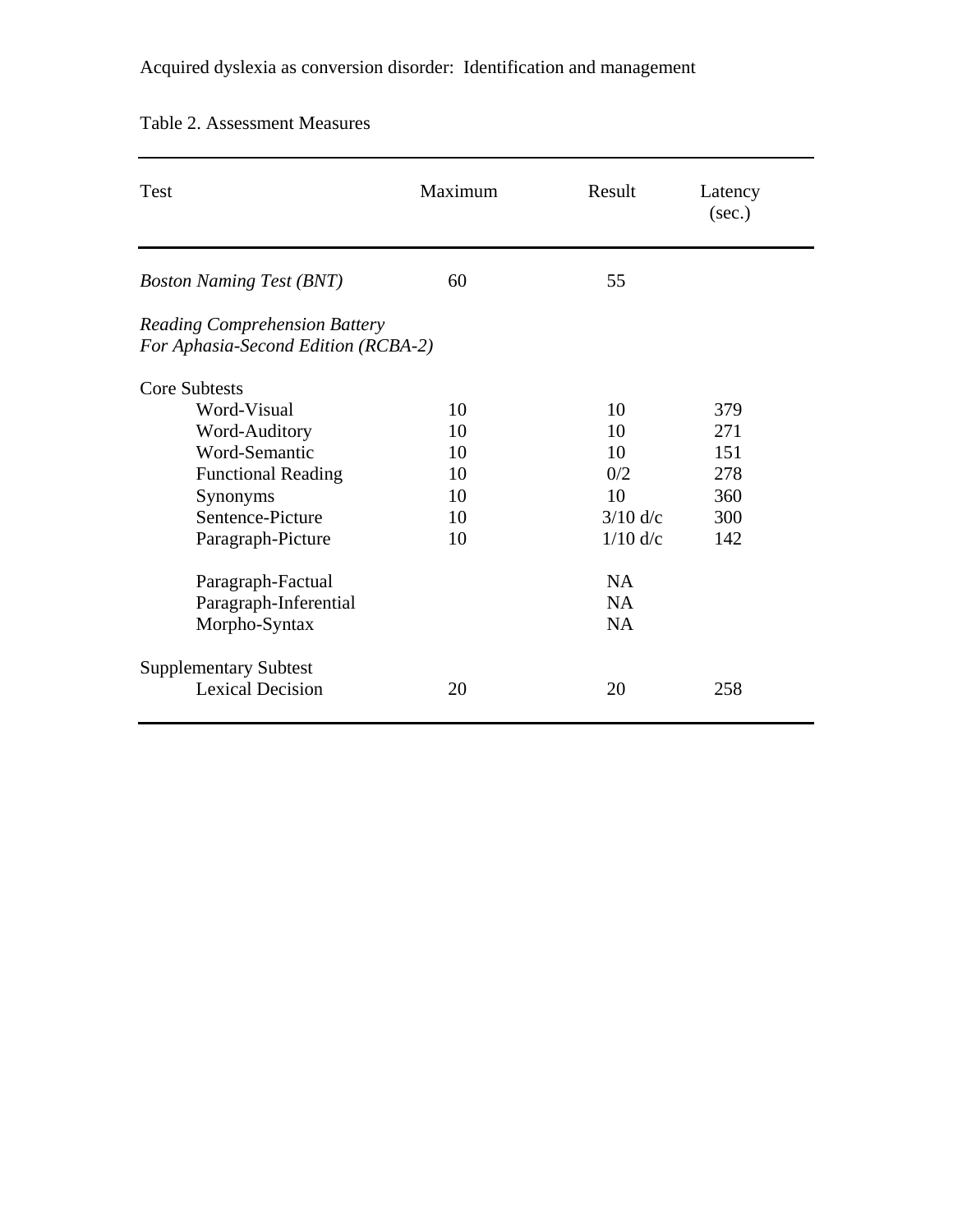Table 2. Assessment Measures

| Test | Maximum | Result | Latency (sec.) |
|---|---|---|---|
| *Boston Naming Test (BNT)* | 60 | 55 | |
| *Reading Comprehension Battery For Aphasia-Second Edition (RCBA-2)* | | | |
| Core Subtests | | | |
| Word-Visual | 10 | 10 | 379 |
| Word-Auditory | 10 | 10 | 271 |
| Word-Semantic | 10 | 10 | 151 |
| Functional Reading | 10 | 0/2 | 278 |
| Synonyms | 10 | 10 | 360 |
| Sentence-Picture | 10 | 3/10 d/c | 300 |
| Paragraph-Picture | 10 | 1/10 d/c | 142 |
| Paragraph-Factual | | NA | |
| Paragraph-Inferential | | NA | |
| Morpho-Syntax | | NA | |
| Supplementary Subtest | | | |
| Lexical Decision | 20 | 20 | 258 |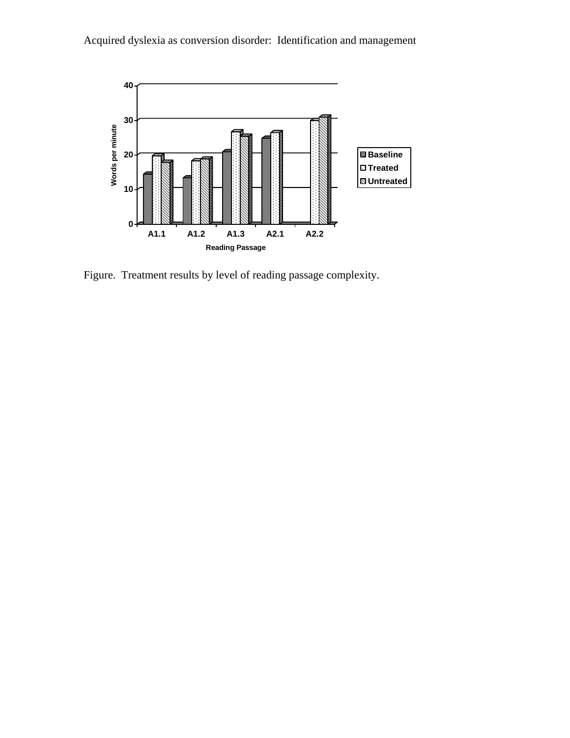40
30
20
10
0

Words per minute

A1.1
A1.2
A1.3
A2.1
A2.2

Reading Passage

Baseline
Treated
Untreated

Figure. Treatment results by level of reading passage complexity.